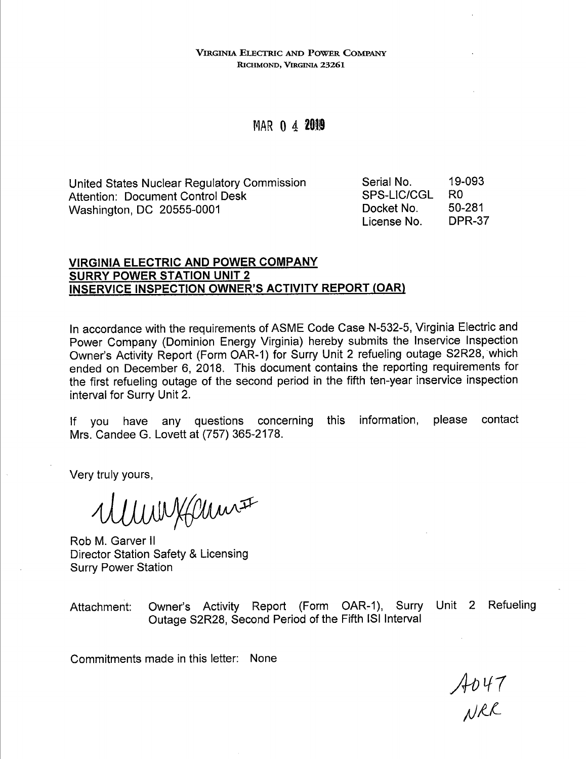VIRGINIA ELECTRIC AND POWER COMPANY
RICHMOND, VIRGINIA 23261

MAR 0 4 2019

United States Nuclear Regulatory Commission
Attention: Document Control Desk
Washington, DC 20555-0001

| | |
|---|---|
| Serial No. | 19-093 |
| SPS-LIC/CGL | R0 |
| Docket No. | 50-281 |
| License No. | DPR-37 |

**VIRGINIA ELECTRIC AND POWER COMPANY**
**SURRY POWER STATION UNIT 2**
**INSERVICE INSPECTION OWNER'S ACTIVITY REPORT (OAR)**

In accordance with the requirements of ASME Code Case N-532-5, Virginia Electric and Power Company (Dominion Energy Virginia) hereby submits the Inservice Inspection Owner's Activity Report (Form OAR-1) for Surry Unit 2 refueling outage S2R28, which ended on December 6, 2018. This document contains the reporting requirements for the first refueling outage of the second period in the fifth ten-year inservice inspection interval for Surry Unit 2.

If you have any questions concerning this information, please contact Mrs. Candee G. Lovett at (757) 365-2178.

Very truly yours,

Rob M. Garver II
Director Station Safety & Licensing
Surry Power Station

Attachment: Owner's Activity Report (Form OAR-1), Surry Unit 2 Refueling Outage S2R28, Second Period of the Fifth ISI Interval

Commitments made in this letter: None

A047
NRR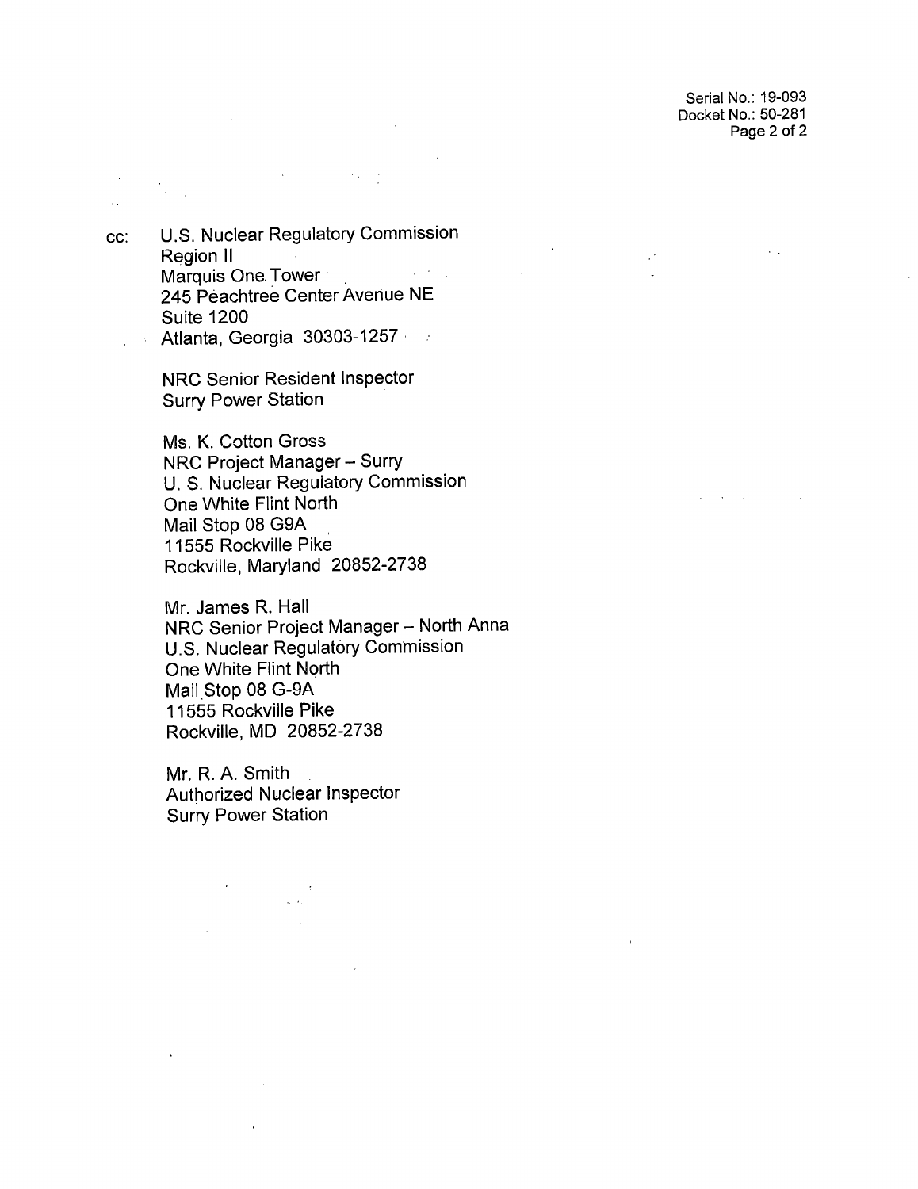Serial No.: 19-093
Docket No.: 50-281

cc: U.S. Nuclear Regulatory Commission
Region II
Marquis One Tower
245 Peachtree Center Avenue NE
Suite 1200
Atlanta, Georgia 30303-1257

NRC Senior Resident Inspector
Surry Power Station

Ms. K. Cotton Gross
NRC Project Manager – Surry
U. S. Nuclear Regulatory Commission
One White Flint North
Mail Stop 08 G9A
11555 Rockville Pike
Rockville, Maryland 20852-2738

Mr. James R. Hall
NRC Senior Project Manager – North Anna
U.S. Nuclear Regulatory Commission
One White Flint North
Mail Stop 08 G-9A
11555 Rockville Pike
Rockville, MD 20852-2738

Mr. R. A. Smith
Authorized Nuclear Inspector
Surry Power Station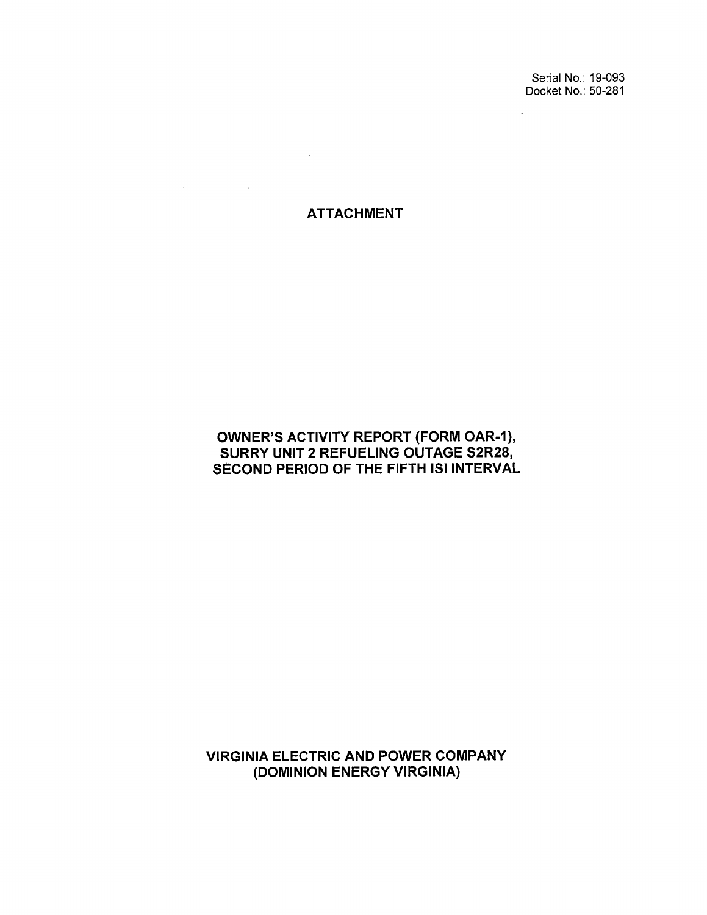Serial No.: 19-093
Docket No.: 50-281

# ATTACHMENT

## OWNER'S ACTIVITY REPORT (FORM OAR-1), SURRY UNIT 2 REFUELING OUTAGE S2R28, SECOND PERIOD OF THE FIFTH ISI INTERVAL

**VIRGINIA ELECTRIC AND POWER COMPANY (DOMINION ENERGY VIRGINIA)**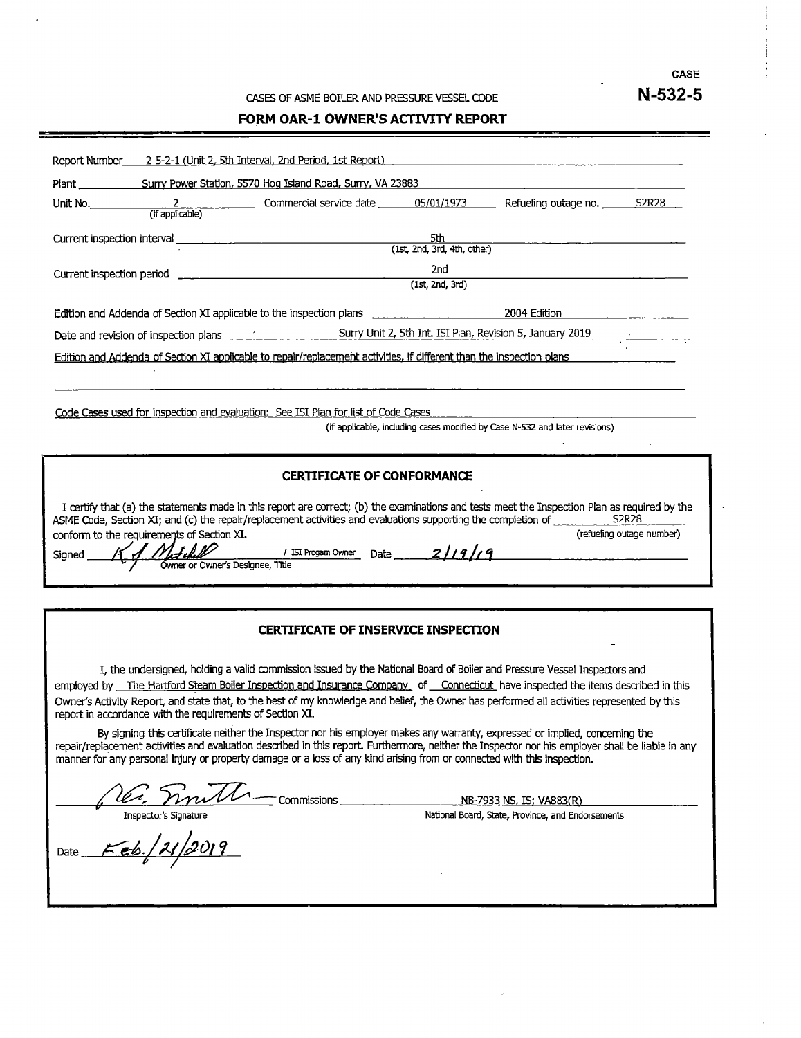CASE

**N-532-5**

CASES OF ASME BOILER AND PRESSURE VESSEL CODE

## FORM OAR-1 OWNER'S ACTIVITY REPORT

Report Number 2-5-2-1 (Unit 2, 5th Interval, 2nd Period, 1st Report)

Plant Surry Power Station, 5570 Hog Island Road, Surry, VA 23883

Unit No. 2 (if applicable) Commercial service date 05/01/1973 Refueling outage no. S2R28

Current inspection interval 5th (1st, 2nd, 3rd, 4th, other)

Current inspection period 2nd (1st, 2nd, 3rd)

Edition and Addenda of Section XI applicable to the inspection plans 2004 Edition

Date and revision of inspection plans Surry Unit 2, 5th Int. ISI Plan, Revision 5, January 2019

Edition and Addenda of Section XI applicable to repair/replacement activities, if different than the inspection plans

Code Cases used for inspection and evaluation: See ISI Plan for list of Code Cases (if applicable, including cases modified by Case N-532 and later revisions)

### CERTIFICATE OF CONFORMANCE

I certify that (a) the statements made in this report are correct; (b) the examinations and tests meet the Inspection Plan as required by the ASME Code, Section XI; and (c) the repair/replacement activities and evaluations supporting the completion of S2R28 (refueling outage number) conform to the requirements of Section XI.

Signed K J Mitchell / ISI Progam Owner Date 2/19/19
Owner or Owner's Designee, Title

### CERTIFICATE OF INSERVICE INSPECTION

I, the undersigned, holding a valid commission issued by the National Board of Boiler and Pressure Vessel Inspectors and employed by The Hartford Steam Boiler Inspection and Insurance Company of Connecticut have inspected the items described in this Owner's Activity Report, and state that, to the best of my knowledge and belief, the Owner has performed all activities represented by this report in accordance with the requirements of Section XI.

By signing this certificate neither the Inspector nor his employer makes any warranty, expressed or implied, concerning the repair/replacement activities and evaluation described in this report. Furthermore, neither the Inspector nor his employer shall be liable in any manner for any personal injury or property damage or a loss of any kind arising from or connected with this inspection.

R. C. Smith Commissions NB-7933 NS, IS; VA883(R)
Inspector's Signature National Board, State, Province, and Endorsements

Date Feb./21/2019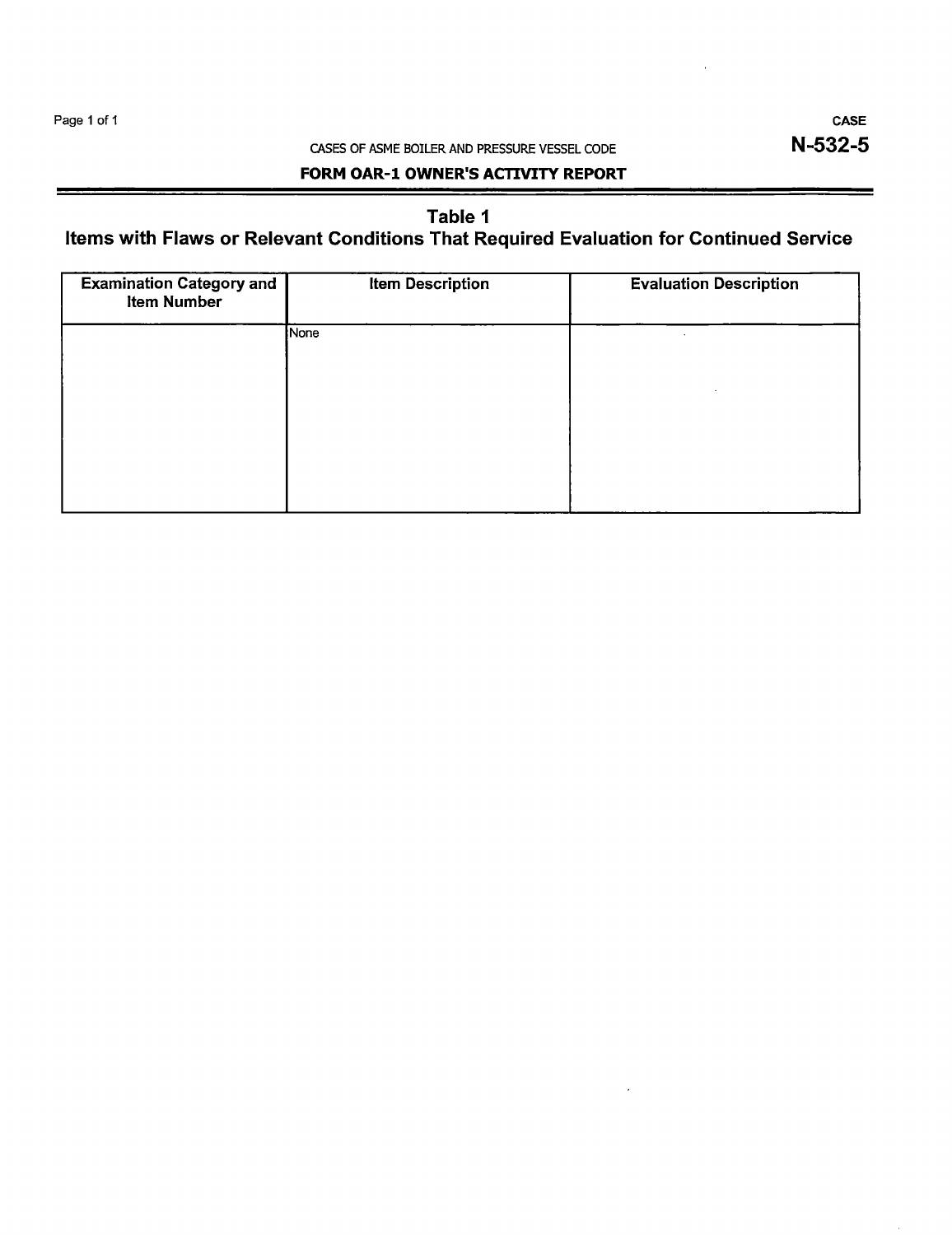CASES OF ASME BOILER AND PRESSURE VESSEL CODE

**CASE N-532-5**

**FORM OAR-1 OWNER'S ACTIVITY REPORT**

## Table 1
## Items with Flaws or Relevant Conditions That Required Evaluation for Continued Service

| Examination Category and Item Number | Item Description | Evaluation Description |
|---|---|---|
| | None | |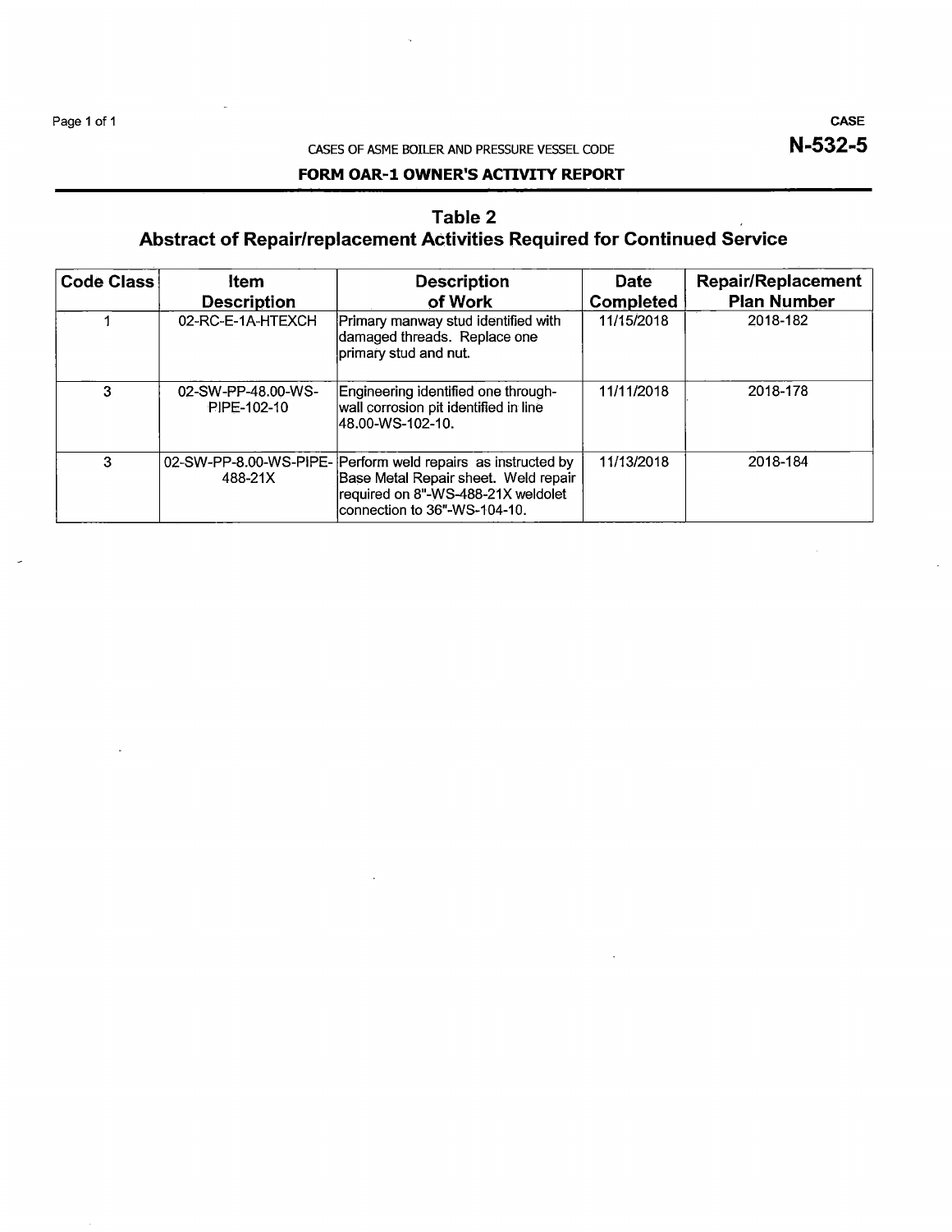CASE

**N-532-5**

CASES OF ASME BOILER AND PRESSURE VESSEL CODE

**FORM OAR-1 OWNER'S ACTIVITY REPORT**

## Table 2
## Abstract of Repair/replacement Activities Required for Continued Service

| Code Class | Item Description | Description of Work | Date Completed | Repair/Replacement Plan Number |
|---|---|---|---|---|
| 1 | 02-RC-E-1A-HTEXCH | Primary manway stud identified with damaged threads. Replace one primary stud and nut. | 11/15/2018 | 2018-182 |
| 3 | 02-SW-PP-48.00-WS-PIPE-102-10 | Engineering identified one through-wall corrosion pit identified in line 48.00-WS-102-10. | 11/11/2018 | 2018-178 |
| 3 | 02-SW-PP-8.00-WS-PIPE-488-21X | Perform weld repairs as instructed by Base Metal Repair sheet. Weld repair required on 8"-WS-488-21X weldolet connection to 36"-WS-104-10. | 11/13/2018 | 2018-184 |